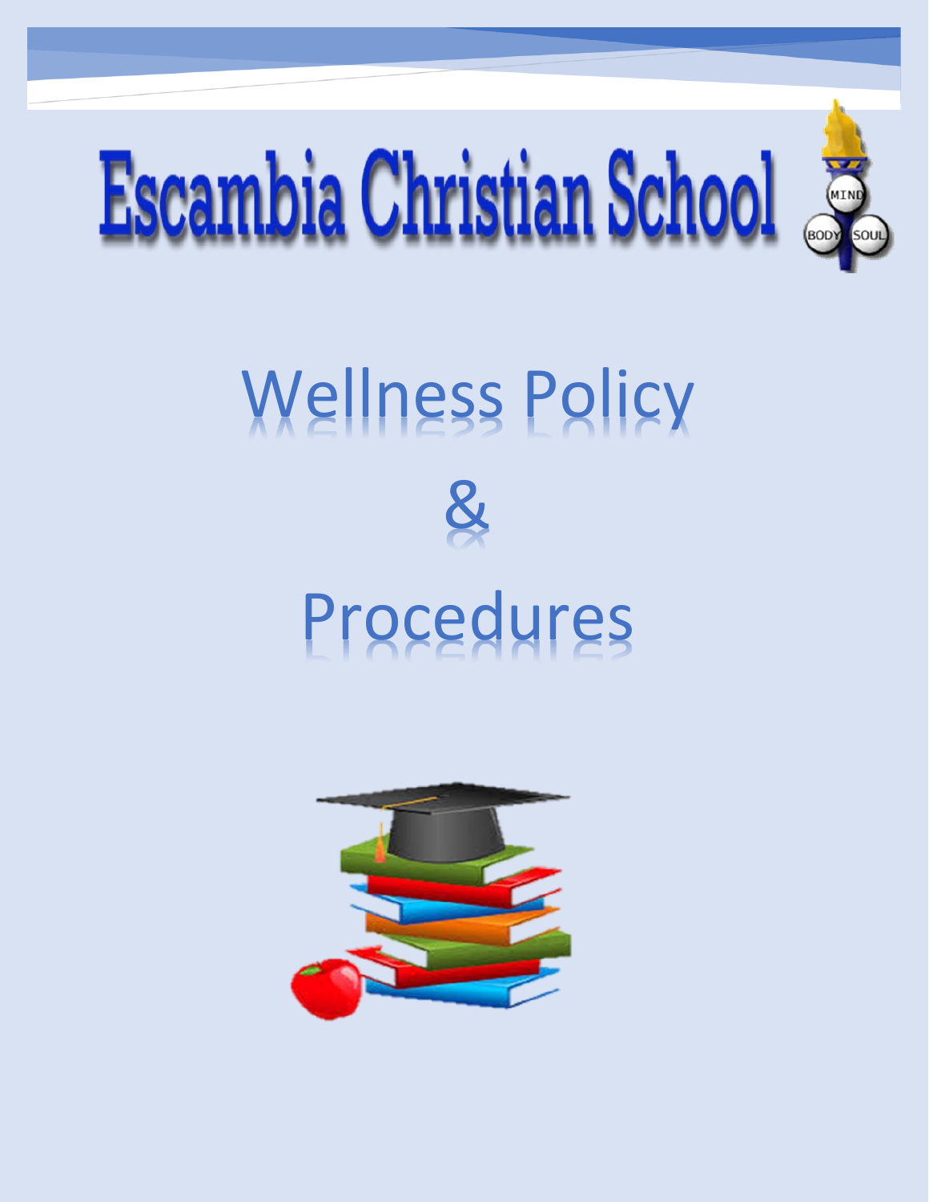# Escambia Christian School

# Wellness Policy

# &

# Procedures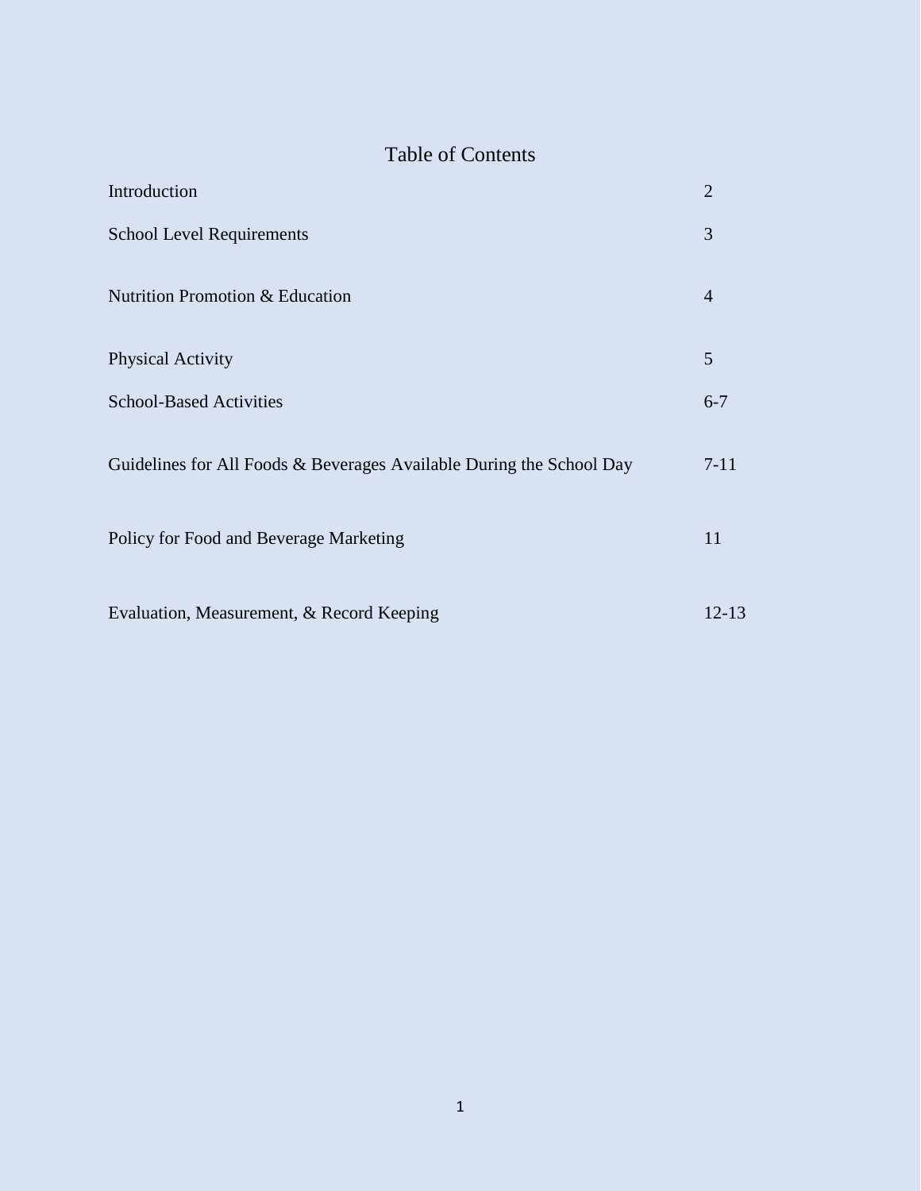# Table of Contents

| | |
|---|---|
| Introduction | 2 |
| School Level Requirements | 3 |
| Nutrition Promotion & Education | 4 |
| Physical Activity | 5 |
| School-Based Activities | 6-7 |
| Guidelines for All Foods & Beverages Available During the School Day | 7-11 |
| Policy for Food and Beverage Marketing | 11 |
| Evaluation, Measurement, & Record Keeping | 12-13 |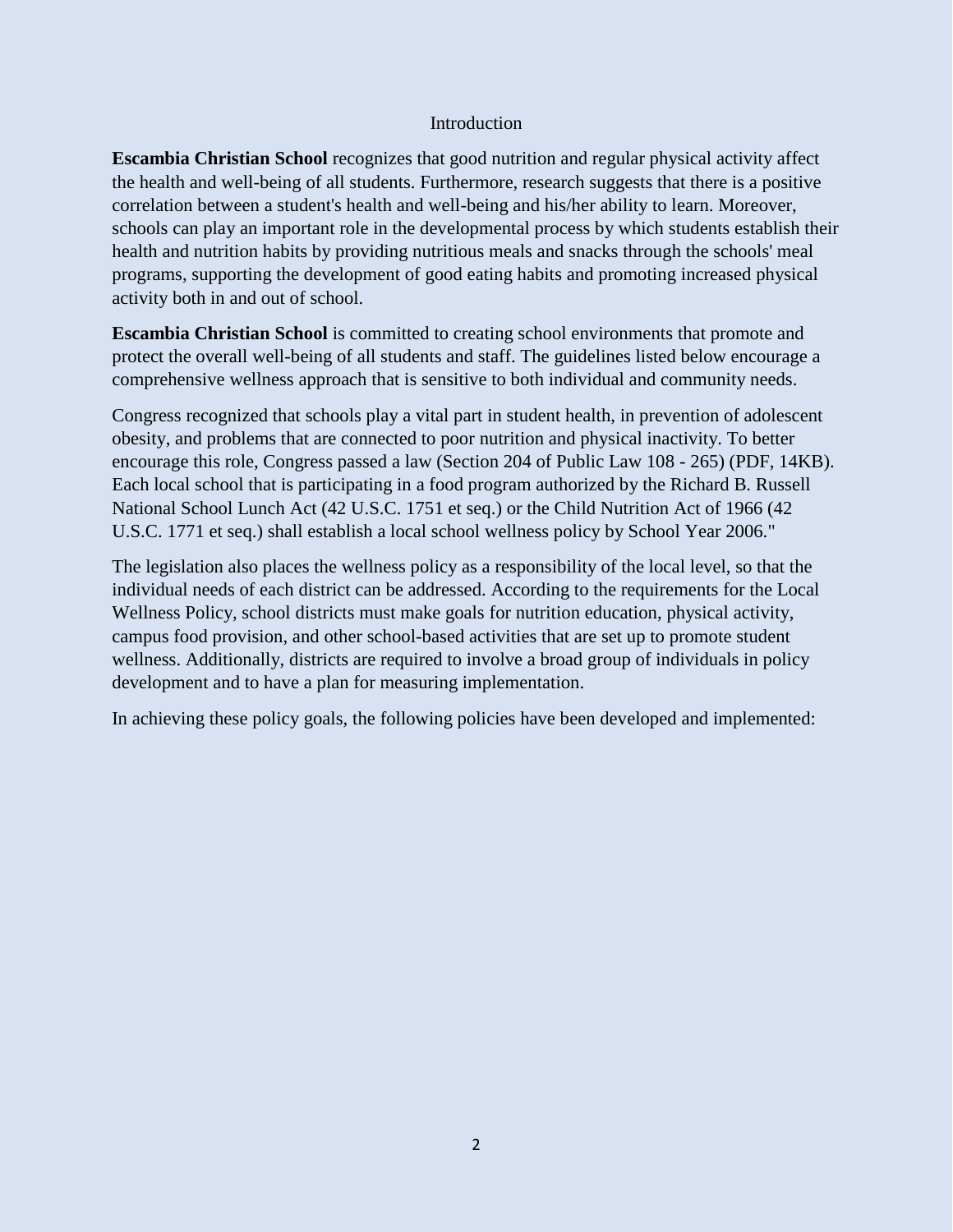# Introduction

**Escambia Christian School** recognizes that good nutrition and regular physical activity affect the health and well-being of all students. Furthermore, research suggests that there is a positive correlation between a student's health and well-being and his/her ability to learn. Moreover, schools can play an important role in the developmental process by which students establish their health and nutrition habits by providing nutritious meals and snacks through the schools' meal programs, supporting the development of good eating habits and promoting increased physical activity both in and out of school.

**Escambia Christian School** is committed to creating school environments that promote and protect the overall well-being of all students and staff. The guidelines listed below encourage a comprehensive wellness approach that is sensitive to both individual and community needs.

Congress recognized that schools play a vital part in student health, in prevention of adolescent obesity, and problems that are connected to poor nutrition and physical inactivity. To better encourage this role, Congress passed a law (Section 204 of Public Law 108 - 265) (PDF, 14KB). Each local school that is participating in a food program authorized by the Richard B. Russell National School Lunch Act (42 U.S.C. 1751 et seq.) or the Child Nutrition Act of 1966 (42 U.S.C. 1771 et seq.) shall establish a local school wellness policy by School Year 2006."

The legislation also places the wellness policy as a responsibility of the local level, so that the individual needs of each district can be addressed. According to the requirements for the Local Wellness Policy, school districts must make goals for nutrition education, physical activity, campus food provision, and other school-based activities that are set up to promote student wellness. Additionally, districts are required to involve a broad group of individuals in policy development and to have a plan for measuring implementation.

In achieving these policy goals, the following policies have been developed and implemented: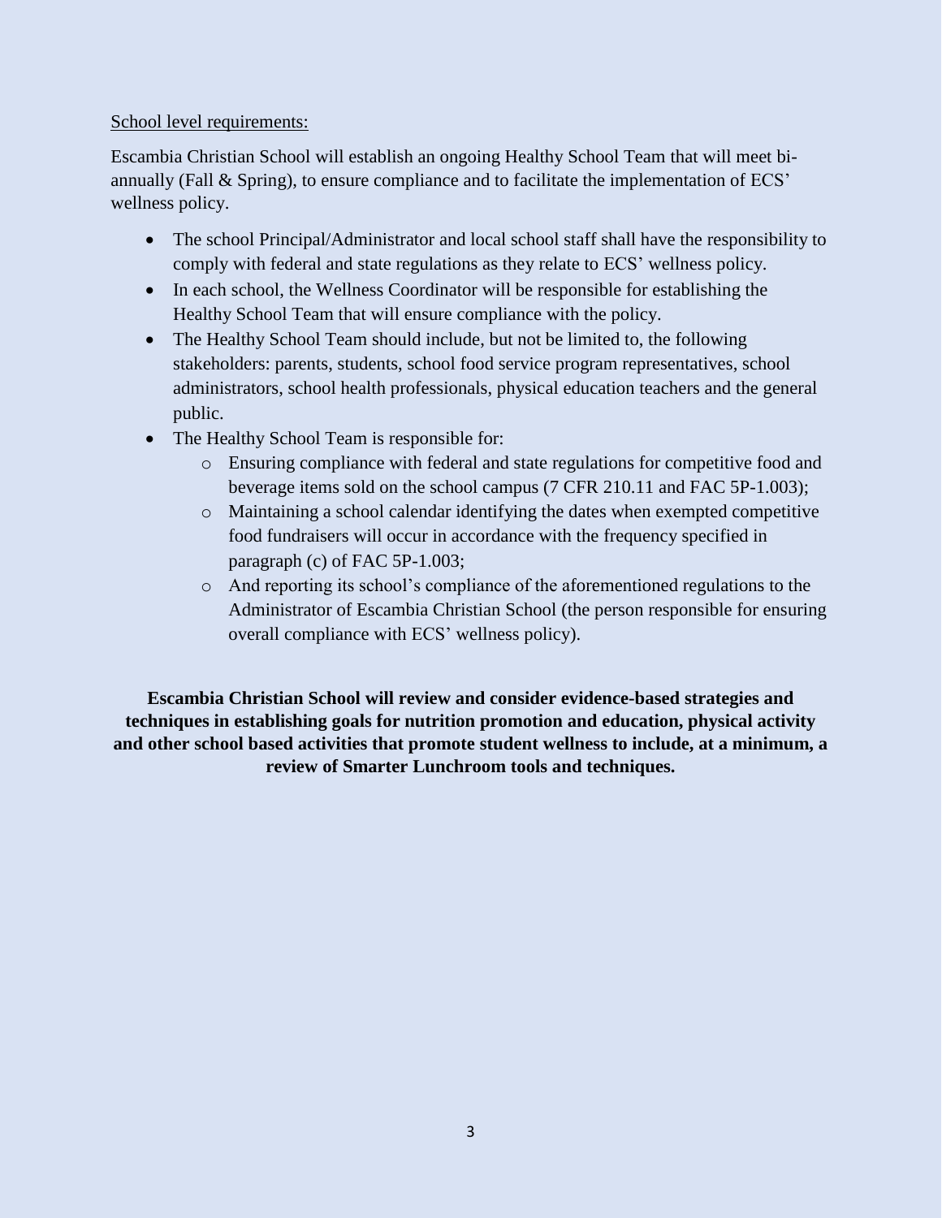<u>School level requirements:</u>

Escambia Christian School will establish an ongoing Healthy School Team that will meet bi-annually (Fall & Spring), to ensure compliance and to facilitate the implementation of ECS' wellness policy.

- The school Principal/Administrator and local school staff shall have the responsibility to comply with federal and state regulations as they relate to ECS' wellness policy.
- In each school, the Wellness Coordinator will be responsible for establishing the Healthy School Team that will ensure compliance with the policy.
- The Healthy School Team should include, but not be limited to, the following stakeholders: parents, students, school food service program representatives, school administrators, school health professionals, physical education teachers and the general public.
- The Healthy School Team is responsible for:
  - Ensuring compliance with federal and state regulations for competitive food and beverage items sold on the school campus (7 CFR 210.11 and FAC 5P-1.003);
  - Maintaining a school calendar identifying the dates when exempted competitive food fundraisers will occur in accordance with the frequency specified in paragraph (c) of FAC 5P-1.003;
  - And reporting its school's compliance of the aforementioned regulations to the Administrator of Escambia Christian School (the person responsible for ensuring overall compliance with ECS' wellness policy).

**Escambia Christian School will review and consider evidence-based strategies and techniques in establishing goals for nutrition promotion and education, physical activity and other school based activities that promote student wellness to include, at a minimum, a review of Smarter Lunchroom tools and techniques.**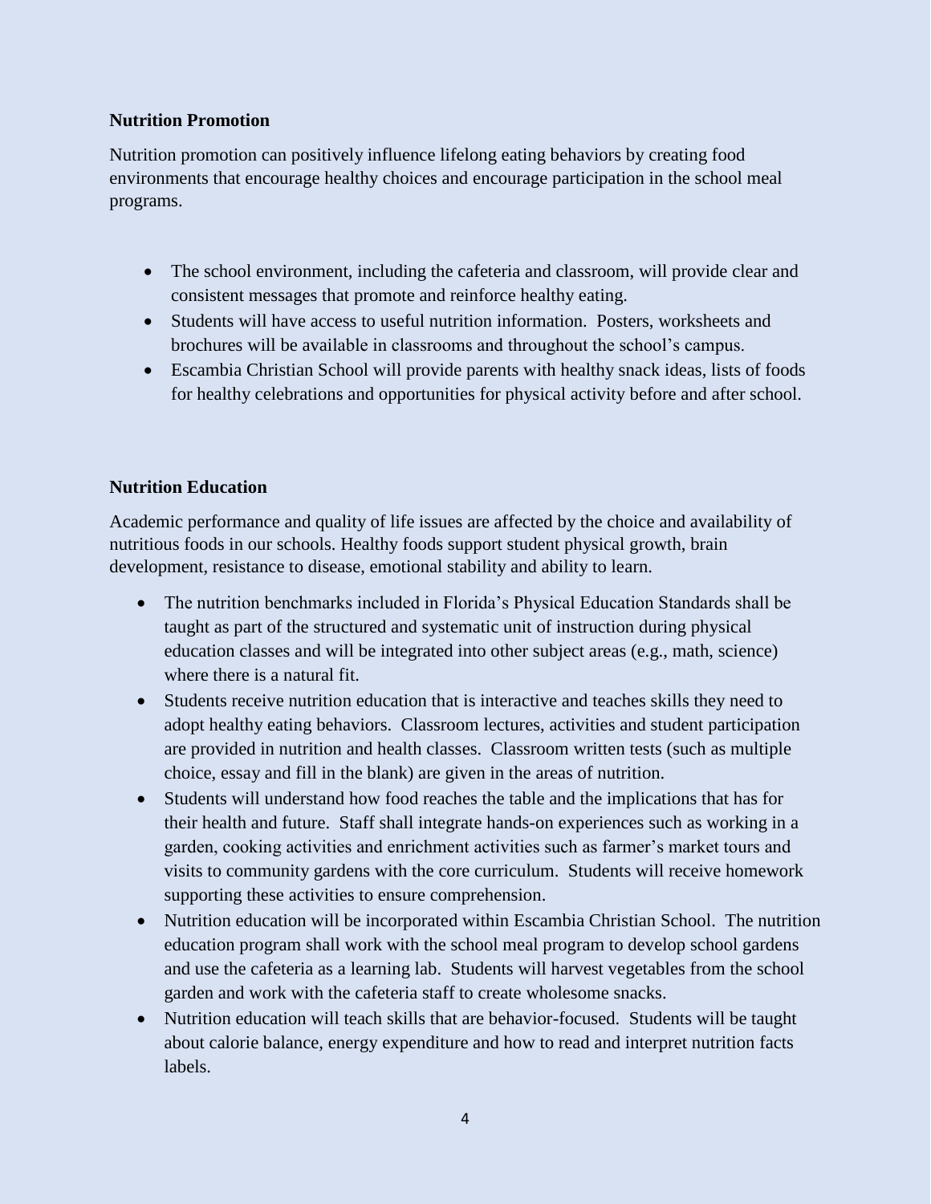**Nutrition Promotion**

Nutrition promotion can positively influence lifelong eating behaviors by creating food environments that encourage healthy choices and encourage participation in the school meal programs.

- The school environment, including the cafeteria and classroom, will provide clear and consistent messages that promote and reinforce healthy eating.
- Students will have access to useful nutrition information. Posters, worksheets and brochures will be available in classrooms and throughout the school's campus.
- Escambia Christian School will provide parents with healthy snack ideas, lists of foods for healthy celebrations and opportunities for physical activity before and after school.

**Nutrition Education**

Academic performance and quality of life issues are affected by the choice and availability of nutritious foods in our schools. Healthy foods support student physical growth, brain development, resistance to disease, emotional stability and ability to learn.

- The nutrition benchmarks included in Florida's Physical Education Standards shall be taught as part of the structured and systematic unit of instruction during physical education classes and will be integrated into other subject areas (e.g., math, science) where there is a natural fit.
- Students receive nutrition education that is interactive and teaches skills they need to adopt healthy eating behaviors. Classroom lectures, activities and student participation are provided in nutrition and health classes. Classroom written tests (such as multiple choice, essay and fill in the blank) are given in the areas of nutrition.
- Students will understand how food reaches the table and the implications that has for their health and future. Staff shall integrate hands-on experiences such as working in a garden, cooking activities and enrichment activities such as farmer's market tours and visits to community gardens with the core curriculum. Students will receive homework supporting these activities to ensure comprehension.
- Nutrition education will be incorporated within Escambia Christian School. The nutrition education program shall work with the school meal program to develop school gardens and use the cafeteria as a learning lab. Students will harvest vegetables from the school garden and work with the cafeteria staff to create wholesome snacks.
- Nutrition education will teach skills that are behavior-focused. Students will be taught about calorie balance, energy expenditure and how to read and interpret nutrition facts labels.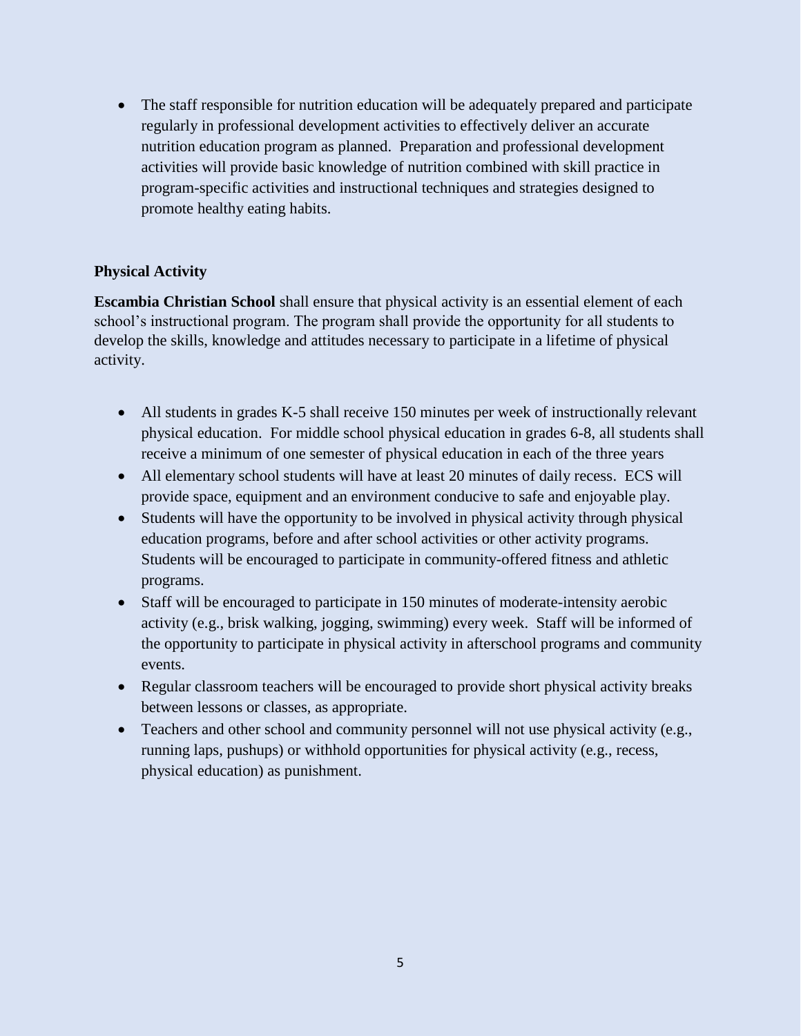- The staff responsible for nutrition education will be adequately prepared and participate regularly in professional development activities to effectively deliver an accurate nutrition education program as planned. Preparation and professional development activities will provide basic knowledge of nutrition combined with skill practice in program-specific activities and instructional techniques and strategies designed to promote healthy eating habits.

**Physical Activity**

**Escambia Christian School** shall ensure that physical activity is an essential element of each school's instructional program. The program shall provide the opportunity for all students to develop the skills, knowledge and attitudes necessary to participate in a lifetime of physical activity.

- All students in grades K-5 shall receive 150 minutes per week of instructionally relevant physical education. For middle school physical education in grades 6-8, all students shall receive a minimum of one semester of physical education in each of the three years
- All elementary school students will have at least 20 minutes of daily recess. ECS will provide space, equipment and an environment conducive to safe and enjoyable play.
- Students will have the opportunity to be involved in physical activity through physical education programs, before and after school activities or other activity programs. Students will be encouraged to participate in community-offered fitness and athletic programs.
- Staff will be encouraged to participate in 150 minutes of moderate-intensity aerobic activity (e.g., brisk walking, jogging, swimming) every week. Staff will be informed of the opportunity to participate in physical activity in afterschool programs and community events.
- Regular classroom teachers will be encouraged to provide short physical activity breaks between lessons or classes, as appropriate.
- Teachers and other school and community personnel will not use physical activity (e.g., running laps, pushups) or withhold opportunities for physical activity (e.g., recess, physical education) as punishment.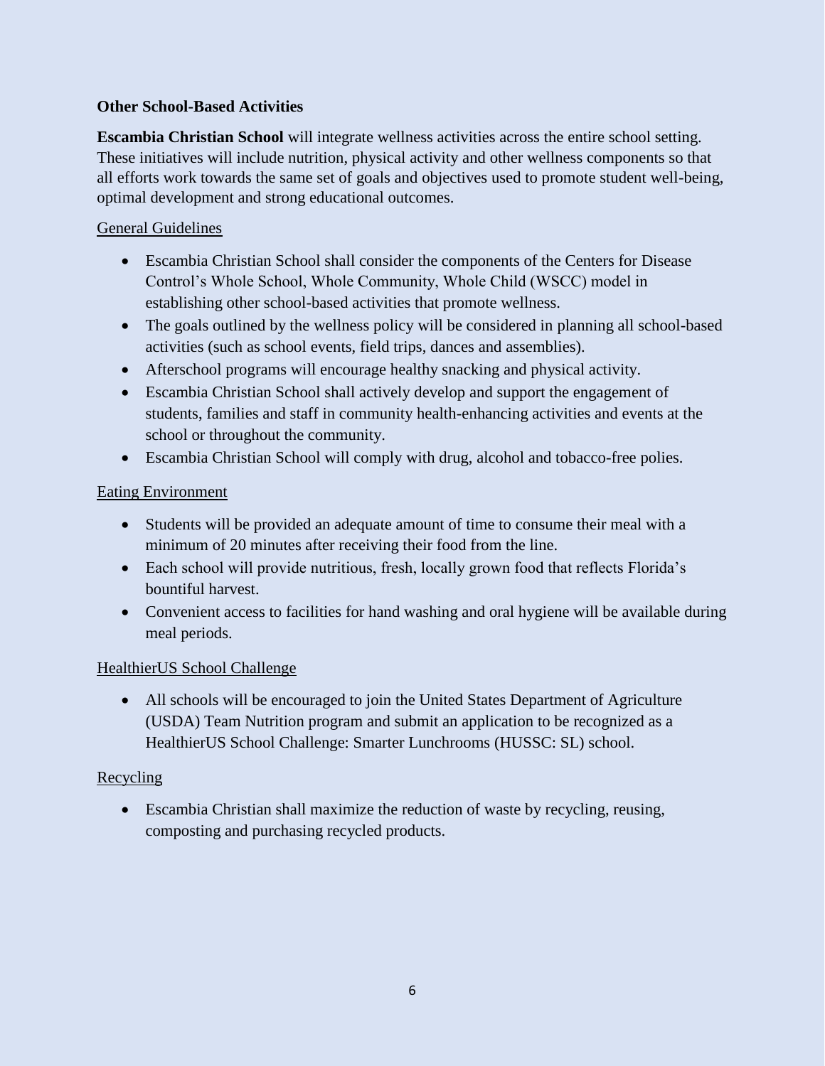**Other School-Based Activities**

**Escambia Christian School** will integrate wellness activities across the entire school setting. These initiatives will include nutrition, physical activity and other wellness components so that all efforts work towards the same set of goals and objectives used to promote student well-being, optimal development and strong educational outcomes.

<u>General Guidelines</u>

- Escambia Christian School shall consider the components of the Centers for Disease Control's Whole School, Whole Community, Whole Child (WSCC) model in establishing other school-based activities that promote wellness.
- The goals outlined by the wellness policy will be considered in planning all school-based activities (such as school events, field trips, dances and assemblies).
- Afterschool programs will encourage healthy snacking and physical activity.
- Escambia Christian School shall actively develop and support the engagement of students, families and staff in community health-enhancing activities and events at the school or throughout the community.
- Escambia Christian School will comply with drug, alcohol and tobacco-free polies.

<u>Eating Environment</u>

- Students will be provided an adequate amount of time to consume their meal with a minimum of 20 minutes after receiving their food from the line.
- Each school will provide nutritious, fresh, locally grown food that reflects Florida's bountiful harvest.
- Convenient access to facilities for hand washing and oral hygiene will be available during meal periods.

<u>HealthierUS School Challenge</u>

- All schools will be encouraged to join the United States Department of Agriculture (USDA) Team Nutrition program and submit an application to be recognized as a HealthierUS School Challenge: Smarter Lunchrooms (HUSSC: SL) school.

<u>Recycling</u>

- Escambia Christian shall maximize the reduction of waste by recycling, reusing, composting and purchasing recycled products.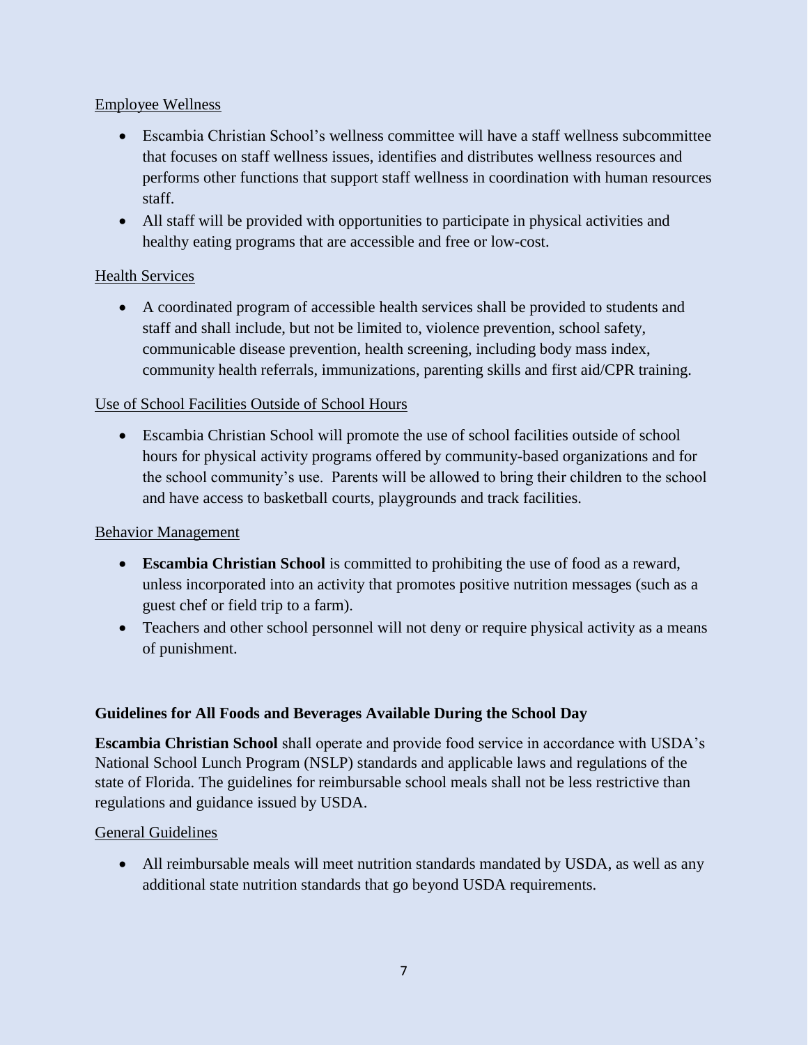Employee Wellness

- Escambia Christian School's wellness committee will have a staff wellness subcommittee that focuses on staff wellness issues, identifies and distributes wellness resources and performs other functions that support staff wellness in coordination with human resources staff.
- All staff will be provided with opportunities to participate in physical activities and healthy eating programs that are accessible and free or low-cost.

Health Services

- A coordinated program of accessible health services shall be provided to students and staff and shall include, but not be limited to, violence prevention, school safety, communicable disease prevention, health screening, including body mass index, community health referrals, immunizations, parenting skills and first aid/CPR training.

Use of School Facilities Outside of School Hours

- Escambia Christian School will promote the use of school facilities outside of school hours for physical activity programs offered by community-based organizations and for the school community's use. Parents will be allowed to bring their children to the school and have access to basketball courts, playgrounds and track facilities.

Behavior Management

- **Escambia Christian School** is committed to prohibiting the use of food as a reward, unless incorporated into an activity that promotes positive nutrition messages (such as a guest chef or field trip to a farm).
- Teachers and other school personnel will not deny or require physical activity as a means of punishment.

**Guidelines for All Foods and Beverages Available During the School Day**

**Escambia Christian School** shall operate and provide food service in accordance with USDA's National School Lunch Program (NSLP) standards and applicable laws and regulations of the state of Florida. The guidelines for reimbursable school meals shall not be less restrictive than regulations and guidance issued by USDA.

General Guidelines

- All reimbursable meals will meet nutrition standards mandated by USDA, as well as any additional state nutrition standards that go beyond USDA requirements.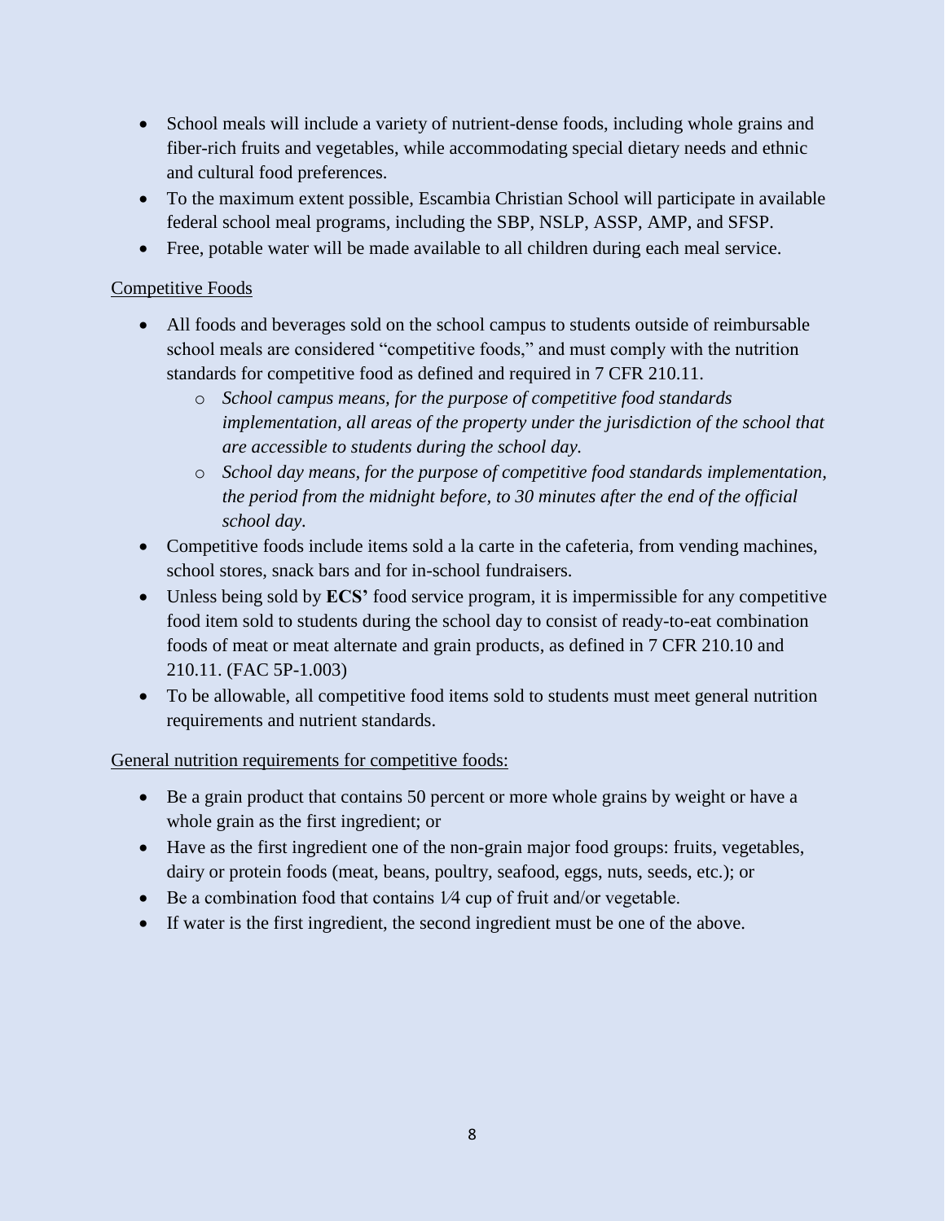- School meals will include a variety of nutrient-dense foods, including whole grains and fiber-rich fruits and vegetables, while accommodating special dietary needs and ethnic and cultural food preferences.
- To the maximum extent possible, Escambia Christian School will participate in available federal school meal programs, including the SBP, NSLP, ASSP, AMP, and SFSP.
- Free, potable water will be made available to all children during each meal service.

<u>Competitive Foods</u>

- All foods and beverages sold on the school campus to students outside of reimbursable school meals are considered "competitive foods," and must comply with the nutrition standards for competitive food as defined and required in 7 CFR 210.11.
    - *School campus means, for the purpose of competitive food standards implementation, all areas of the property under the jurisdiction of the school that are accessible to students during the school day.*
    - *School day means, for the purpose of competitive food standards implementation, the period from the midnight before, to 30 minutes after the end of the official school day.*
- Competitive foods include items sold a la carte in the cafeteria, from vending machines, school stores, snack bars and for in-school fundraisers.
- Unless being sold by **ECS'** food service program, it is impermissible for any competitive food item sold to students during the school day to consist of ready-to-eat combination foods of meat or meat alternate and grain products, as defined in 7 CFR 210.10 and 210.11. (FAC 5P-1.003)
- To be allowable, all competitive food items sold to students must meet general nutrition requirements and nutrient standards.

<u>General nutrition requirements for competitive foods:</u>

- Be a grain product that contains 50 percent or more whole grains by weight or have a whole grain as the first ingredient; or
- Have as the first ingredient one of the non-grain major food groups: fruits, vegetables, dairy or protein foods (meat, beans, poultry, seafood, eggs, nuts, seeds, etc.); or
- Be a combination food that contains 1⁄4 cup of fruit and/or vegetable.
- If water is the first ingredient, the second ingredient must be one of the above.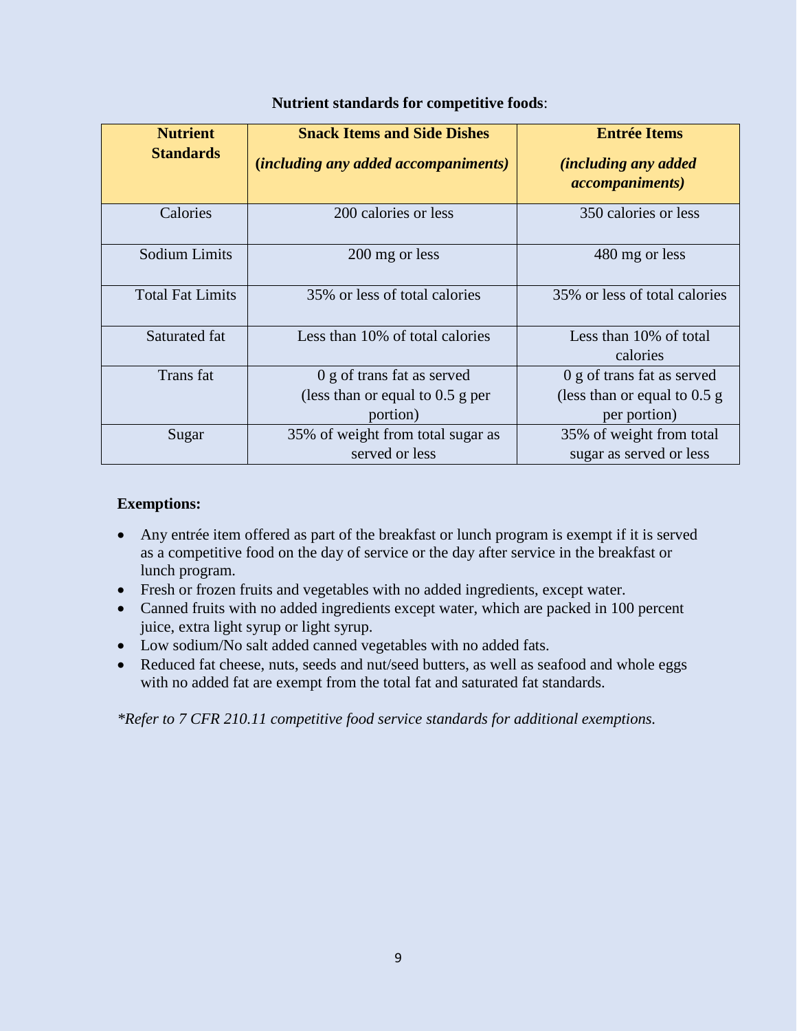**Nutrient standards for competitive foods**:

| Nutrient Standards | Snack Items and Side Dishes (*including any added accompaniments)* | Entrée Items *(including any added accompaniments)* |
|---|---|---|
| Calories | 200 calories or less | 350 calories or less |
| Sodium Limits | 200 mg or less | 480 mg or less |
| Total Fat Limits | 35% or less of total calories | 35% or less of total calories |
| Saturated fat | Less than 10% of total calories | Less than 10% of total calories |
| Trans fat | 0 g of trans fat as served (less than or equal to 0.5 g per portion) | 0 g of trans fat as served (less than or equal to 0.5 g per portion) |
| Sugar | 35% of weight from total sugar as served or less | 35% of weight from total sugar as served or less |

**Exemptions:**

- Any entrée item offered as part of the breakfast or lunch program is exempt if it is served as a competitive food on the day of service or the day after service in the breakfast or lunch program.
- Fresh or frozen fruits and vegetables with no added ingredients, except water.
- Canned fruits with no added ingredients except water, which are packed in 100 percent juice, extra light syrup or light syrup.
- Low sodium/No salt added canned vegetables with no added fats.
- Reduced fat cheese, nuts, seeds and nut/seed butters, as well as seafood and whole eggs with no added fat are exempt from the total fat and saturated fat standards.

*\*Refer to 7 CFR 210.11 competitive food service standards for additional exemptions.*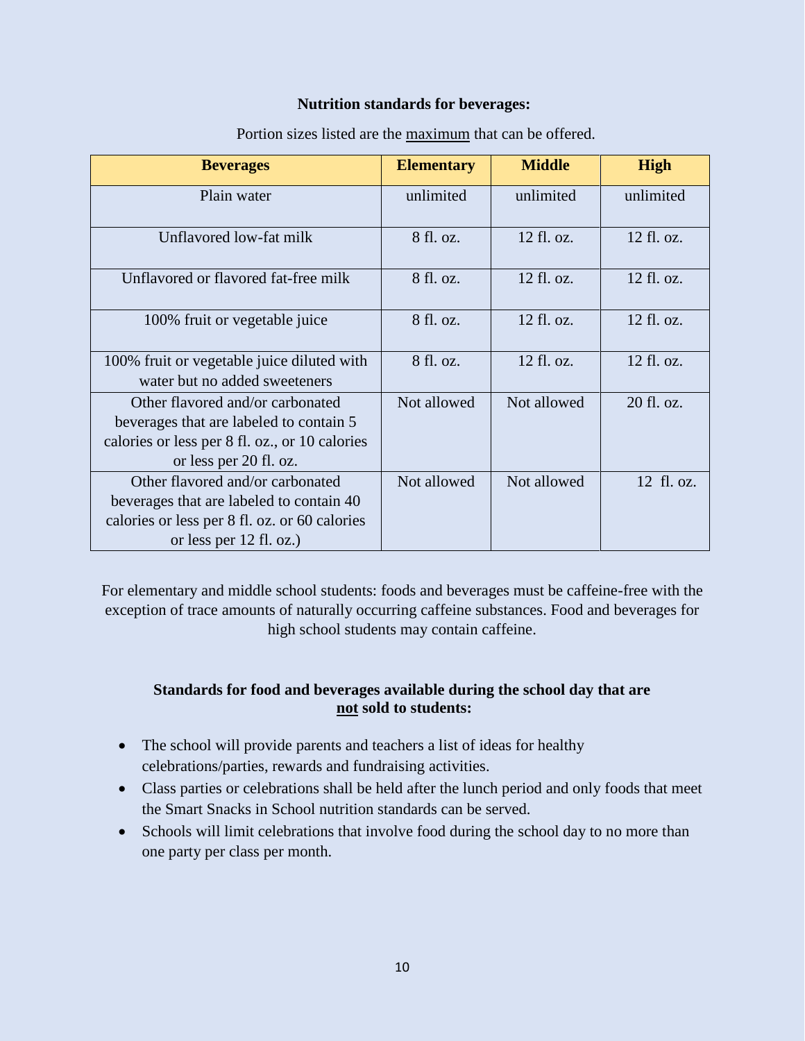**Nutrition standards for beverages:**

Portion sizes listed are the maximum that can be offered.

| Beverages | Elementary | Middle | High |
|---|---|---|---|
| Plain water | unlimited | unlimited | unlimited |
| Unflavored low-fat milk | 8 fl. oz. | 12 fl. oz. | 12 fl. oz. |
| Unflavored or flavored fat-free milk | 8 fl. oz. | 12 fl. oz. | 12 fl. oz. |
| 100% fruit or vegetable juice | 8 fl. oz. | 12 fl. oz. | 12 fl. oz. |
| 100% fruit or vegetable juice diluted with water but no added sweeteners | 8 fl. oz. | 12 fl. oz. | 12 fl. oz. |
| Other flavored and/or carbonated beverages that are labeled to contain 5 calories or less per 8 fl. oz., or 10 calories or less per 20 fl. oz. | Not allowed | Not allowed | 20 fl. oz. |
| Other flavored and/or carbonated beverages that are labeled to contain 40 calories or less per 8 fl. oz. or 60 calories or less per 12 fl. oz.) | Not allowed | Not allowed | 12 fl. oz. |

For elementary and middle school students: foods and beverages must be caffeine-free with the exception of trace amounts of naturally occurring caffeine substances. Food and beverages for high school students may contain caffeine.

**Standards for food and beverages available during the school day that are not sold to students:**

- The school will provide parents and teachers a list of ideas for healthy celebrations/parties, rewards and fundraising activities.
- Class parties or celebrations shall be held after the lunch period and only foods that meet the Smart Snacks in School nutrition standards can be served.
- Schools will limit celebrations that involve food during the school day to no more than one party per class per month.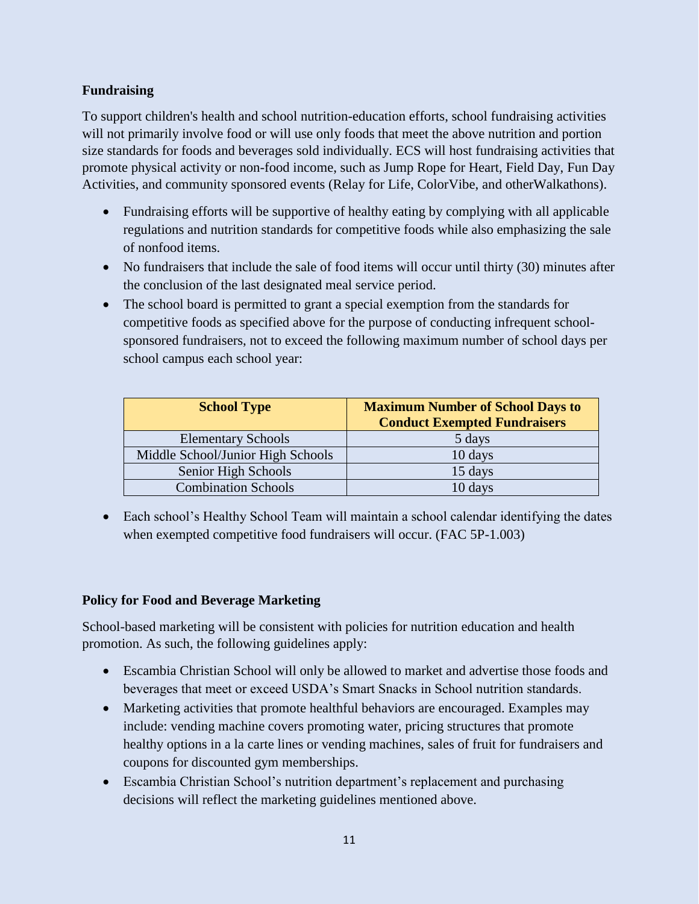**Fundraising**

To support children's health and school nutrition-education efforts, school fundraising activities will not primarily involve food or will use only foods that meet the above nutrition and portion size standards for foods and beverages sold individually. ECS will host fundraising activities that promote physical activity or non-food income, such as Jump Rope for Heart, Field Day, Fun Day Activities, and community sponsored events (Relay for Life, ColorVibe, and otherWalkathons).

- Fundraising efforts will be supportive of healthy eating by complying with all applicable regulations and nutrition standards for competitive foods while also emphasizing the sale of nonfood items.
- No fundraisers that include the sale of food items will occur until thirty (30) minutes after the conclusion of the last designated meal service period.
- The school board is permitted to grant a special exemption from the standards for competitive foods as specified above for the purpose of conducting infrequent school-sponsored fundraisers, not to exceed the following maximum number of school days per school campus each school year:

| School Type | Maximum Number of School Days to Conduct Exempted Fundraisers |
| --- | --- |
| Elementary Schools | 5 days |
| Middle School/Junior High Schools | 10 days |
| Senior High Schools | 15 days |
| Combination Schools | 10 days |

- Each school's Healthy School Team will maintain a school calendar identifying the dates when exempted competitive food fundraisers will occur. (FAC 5P-1.003)

**Policy for Food and Beverage Marketing**

School-based marketing will be consistent with policies for nutrition education and health promotion. As such, the following guidelines apply:

- Escambia Christian School will only be allowed to market and advertise those foods and beverages that meet or exceed USDA's Smart Snacks in School nutrition standards.
- Marketing activities that promote healthful behaviors are encouraged. Examples may include: vending machine covers promoting water, pricing structures that promote healthy options in a la carte lines or vending machines, sales of fruit for fundraisers and coupons for discounted gym memberships.
- Escambia Christian School's nutrition department's replacement and purchasing decisions will reflect the marketing guidelines mentioned above.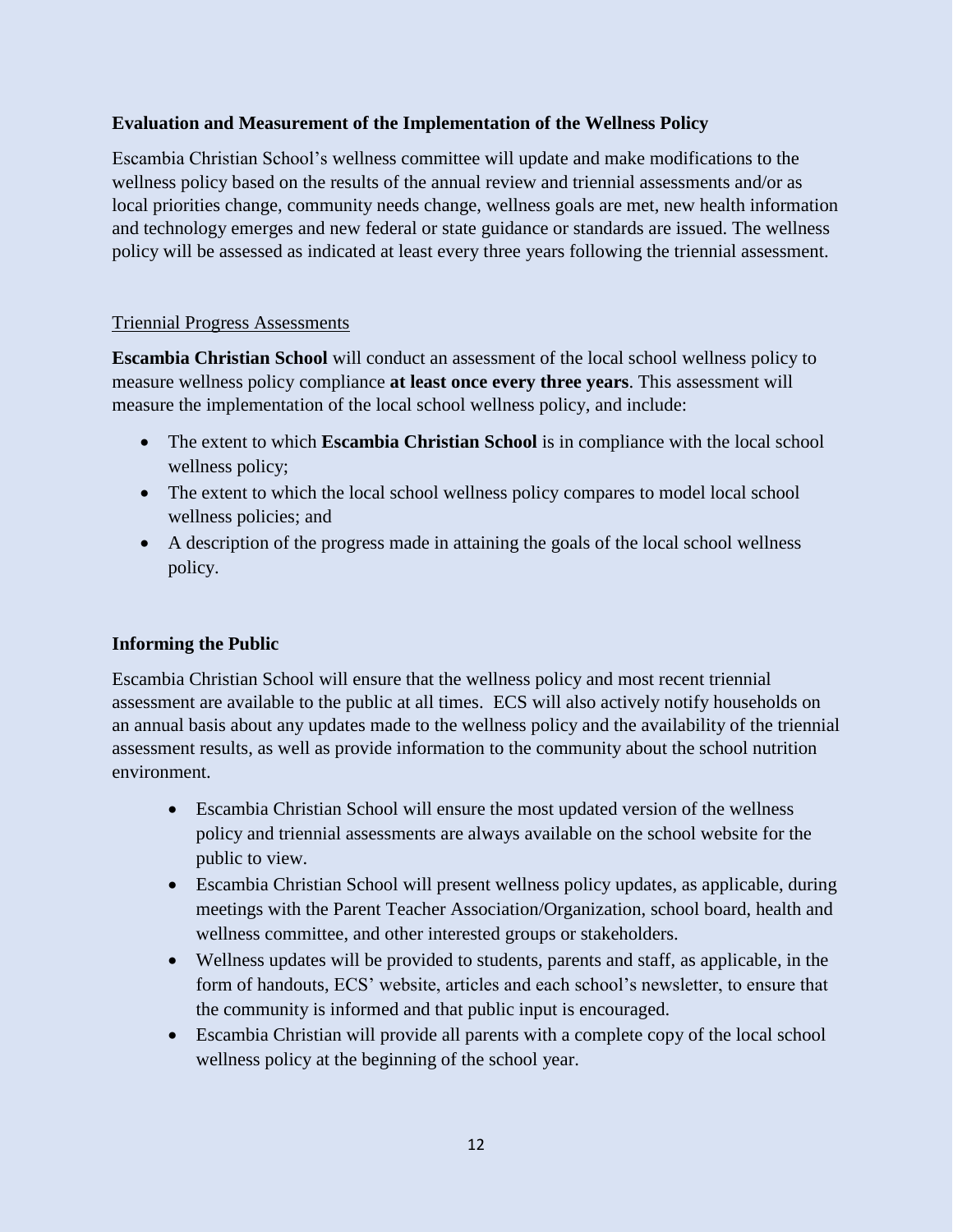**Evaluation and Measurement of the Implementation of the Wellness Policy**

Escambia Christian School's wellness committee will update and make modifications to the wellness policy based on the results of the annual review and triennial assessments and/or as local priorities change, community needs change, wellness goals are met, new health information and technology emerges and new federal or state guidance or standards are issued. The wellness policy will be assessed as indicated at least every three years following the triennial assessment.

<u>Triennial Progress Assessments</u>

**Escambia Christian School** will conduct an assessment of the local school wellness policy to measure wellness policy compliance **at least once every three years**. This assessment will measure the implementation of the local school wellness policy, and include:

- The extent to which **Escambia Christian School** is in compliance with the local school wellness policy;
- The extent to which the local school wellness policy compares to model local school wellness policies; and
- A description of the progress made in attaining the goals of the local school wellness policy.

**Informing the Public**

Escambia Christian School will ensure that the wellness policy and most recent triennial assessment are available to the public at all times. ECS will also actively notify households on an annual basis about any updates made to the wellness policy and the availability of the triennial assessment results, as well as provide information to the community about the school nutrition environment.

- Escambia Christian School will ensure the most updated version of the wellness policy and triennial assessments are always available on the school website for the public to view.
- Escambia Christian School will present wellness policy updates, as applicable, during meetings with the Parent Teacher Association/Organization, school board, health and wellness committee, and other interested groups or stakeholders.
- Wellness updates will be provided to students, parents and staff, as applicable, in the form of handouts, ECS' website, articles and each school's newsletter, to ensure that the community is informed and that public input is encouraged.
- Escambia Christian will provide all parents with a complete copy of the local school wellness policy at the beginning of the school year.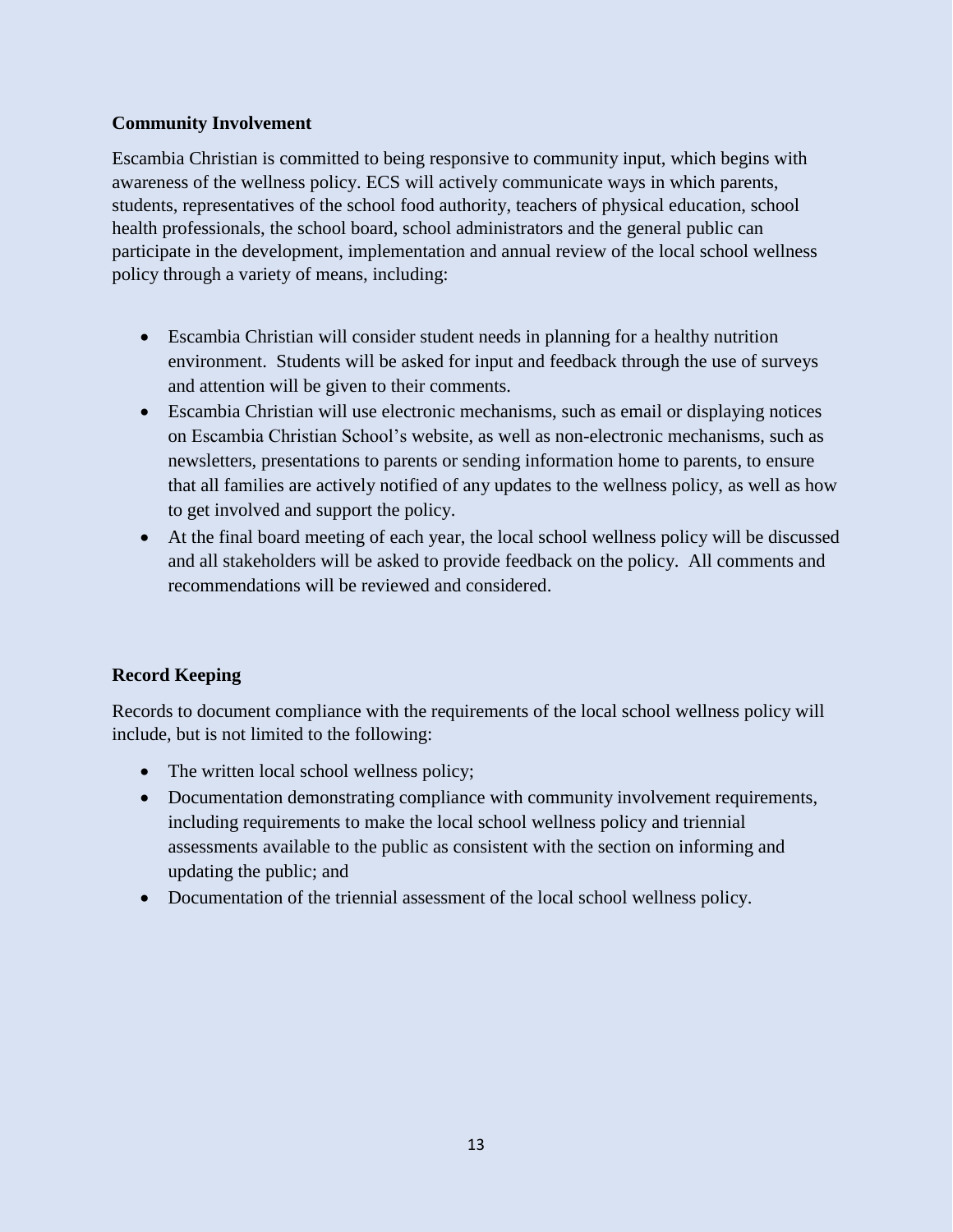**Community Involvement**

Escambia Christian is committed to being responsive to community input, which begins with awareness of the wellness policy. ECS will actively communicate ways in which parents, students, representatives of the school food authority, teachers of physical education, school health professionals, the school board, school administrators and the general public can participate in the development, implementation and annual review of the local school wellness policy through a variety of means, including:

- Escambia Christian will consider student needs in planning for a healthy nutrition environment. Students will be asked for input and feedback through the use of surveys and attention will be given to their comments.
- Escambia Christian will use electronic mechanisms, such as email or displaying notices on Escambia Christian School's website, as well as non-electronic mechanisms, such as newsletters, presentations to parents or sending information home to parents, to ensure that all families are actively notified of any updates to the wellness policy, as well as how to get involved and support the policy.
- At the final board meeting of each year, the local school wellness policy will be discussed and all stakeholders will be asked to provide feedback on the policy. All comments and recommendations will be reviewed and considered.

**Record Keeping**

Records to document compliance with the requirements of the local school wellness policy will include, but is not limited to the following:

- The written local school wellness policy;
- Documentation demonstrating compliance with community involvement requirements, including requirements to make the local school wellness policy and triennial assessments available to the public as consistent with the section on informing and updating the public; and
- Documentation of the triennial assessment of the local school wellness policy.